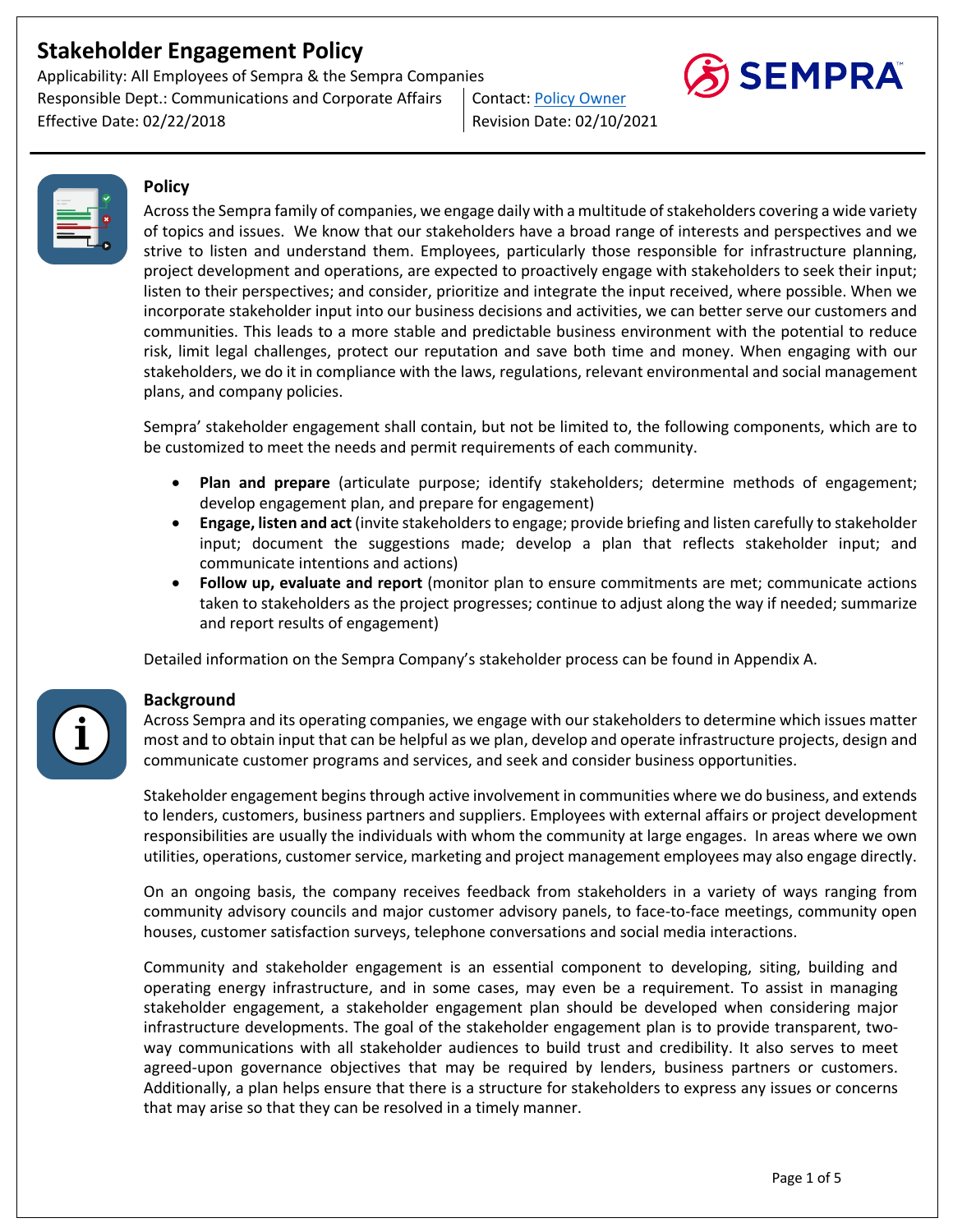# Stakeholder Engagement Policy

Applicability: All Employees of Sempra & the Sempra Companies
Responsible Dept.: Communications and Corporate Affairs | Contact: Policy Owner
Effective Date: 02/22/2018 | Revision Date: 02/10/2021

SEMPRA

## Policy

Across the Sempra family of companies, we engage daily with a multitude of stakeholders covering a wide variety of topics and issues. We know that our stakeholders have a broad range of interests and perspectives and we strive to listen and understand them. Employees, particularly those responsible for infrastructure planning, project development and operations, are expected to proactively engage with stakeholders to seek their input; listen to their perspectives; and consider, prioritize and integrate the input received, where possible. When we incorporate stakeholder input into our business decisions and activities, we can better serve our customers and communities. This leads to a more stable and predictable business environment with the potential to reduce risk, limit legal challenges, protect our reputation and save both time and money. When engaging with our stakeholders, we do it in compliance with the laws, regulations, relevant environmental and social management plans, and company policies.

Sempra' stakeholder engagement shall contain, but not be limited to, the following components, which are to be customized to meet the needs and permit requirements of each community.

- **Plan and prepare** (articulate purpose; identify stakeholders; determine methods of engagement; develop engagement plan, and prepare for engagement)
- **Engage, listen and act** (invite stakeholders to engage; provide briefing and listen carefully to stakeholder input; document the suggestions made; develop a plan that reflects stakeholder input; and communicate intentions and actions)
- **Follow up, evaluate and report** (monitor plan to ensure commitments are met; communicate actions taken to stakeholders as the project progresses; continue to adjust along the way if needed; summarize and report results of engagement)

Detailed information on the Sempra Company's stakeholder process can be found in Appendix A.

## Background

Across Sempra and its operating companies, we engage with our stakeholders to determine which issues matter most and to obtain input that can be helpful as we plan, develop and operate infrastructure projects, design and communicate customer programs and services, and seek and consider business opportunities.

Stakeholder engagement begins through active involvement in communities where we do business, and extends to lenders, customers, business partners and suppliers. Employees with external affairs or project development responsibilities are usually the individuals with whom the community at large engages. In areas where we own utilities, operations, customer service, marketing and project management employees may also engage directly.

On an ongoing basis, the company receives feedback from stakeholders in a variety of ways ranging from community advisory councils and major customer advisory panels, to face-to-face meetings, community open houses, customer satisfaction surveys, telephone conversations and social media interactions.

Community and stakeholder engagement is an essential component to developing, siting, building and operating energy infrastructure, and in some cases, may even be a requirement. To assist in managing stakeholder engagement, a stakeholder engagement plan should be developed when considering major infrastructure developments. The goal of the stakeholder engagement plan is to provide transparent, two-way communications with all stakeholder audiences to build trust and credibility. It also serves to meet agreed-upon governance objectives that may be required by lenders, business partners or customers. Additionally, a plan helps ensure that there is a structure for stakeholders to express any issues or concerns that may arise so that they can be resolved in a timely manner.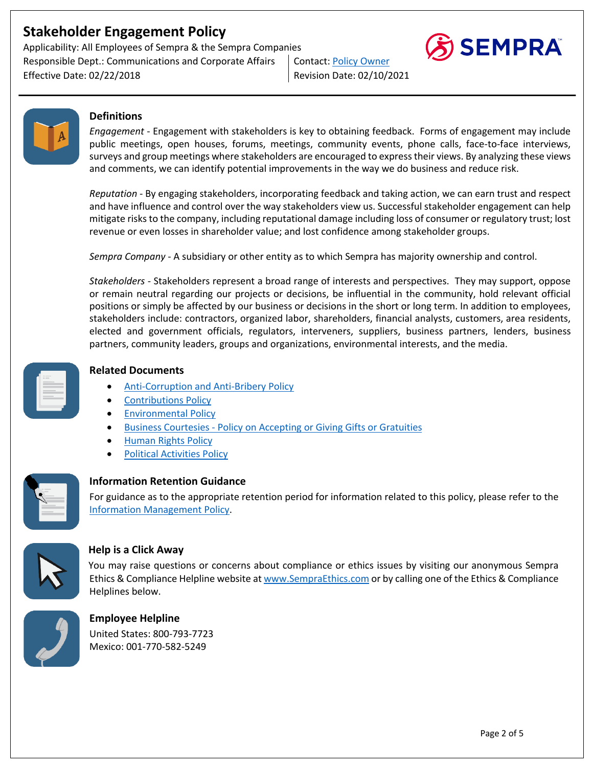# Stakeholder Engagement Policy

Applicability: All Employees of Sempra & the Sempra Companies
Responsible Dept.: Communications and Corporate Affairs | Contact: [Policy Owner]()
Effective Date: 02/22/2018 | Revision Date: 02/10/2021

## Definitions

*Engagement* - Engagement with stakeholders is key to obtaining feedback. Forms of engagement may include public meetings, open houses, forums, meetings, community events, phone calls, face-to-face interviews, surveys and group meetings where stakeholders are encouraged to express their views. By analyzing these views and comments, we can identify potential improvements in the way we do business and reduce risk.

*Reputation* - By engaging stakeholders, incorporating feedback and taking action, we can earn trust and respect and have influence and control over the way stakeholders view us. Successful stakeholder engagement can help mitigate risks to the company, including reputational damage including loss of consumer or regulatory trust; lost revenue or even losses in shareholder value; and lost confidence among stakeholder groups.

*Sempra Company* - A subsidiary or other entity as to which Sempra has majority ownership and control.

*Stakeholders* - Stakeholders represent a broad range of interests and perspectives. They may support, oppose or remain neutral regarding our projects or decisions, be influential in the community, hold relevant official positions or simply be affected by our business or decisions in the short or long term. In addition to employees, stakeholders include: contractors, organized labor, shareholders, financial analysts, customers, area residents, elected and government officials, regulators, interveners, suppliers, business partners, lenders, business partners, community leaders, groups and organizations, environmental interests, and the media.

## Related Documents

- Anti-Corruption and Anti-Bribery Policy
- Contributions Policy
- Environmental Policy
- Business Courtesies - Policy on Accepting or Giving Gifts or Gratuities
- Human Rights Policy
- Political Activities Policy

## Information Retention Guidance

For guidance as to the appropriate retention period for information related to this policy, please refer to the Information Management Policy.

## Help is a Click Away

You may raise questions or concerns about compliance or ethics issues by visiting our anonymous Sempra Ethics & Compliance Helpline website at www.SempraEthics.com or by calling one of the Ethics & Compliance Helplines below.

## Employee Helpline

United States: 800-793-7723
Mexico: 001-770-582-5249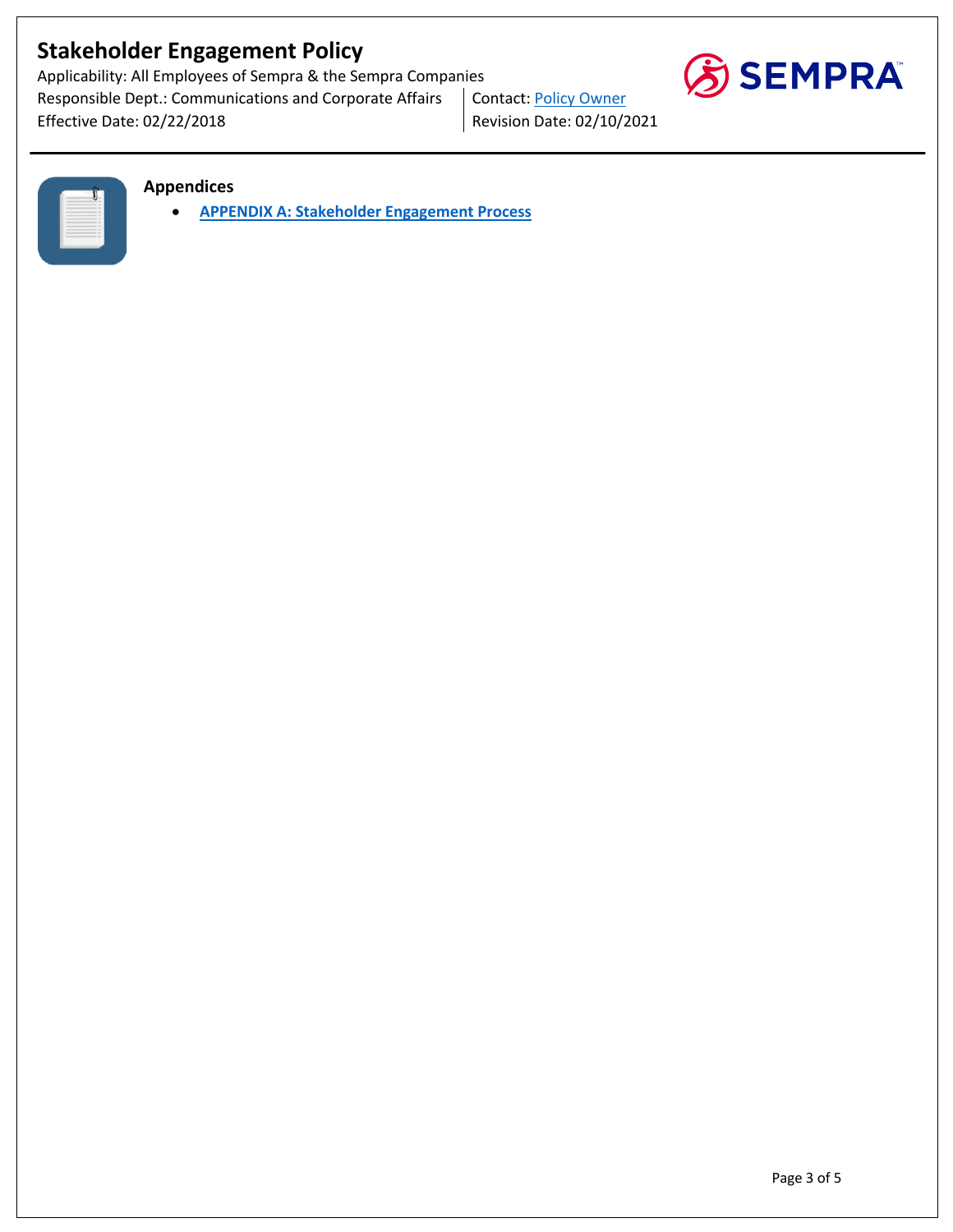### Appendices

- **APPENDIX A: Stakeholder Engagement Process**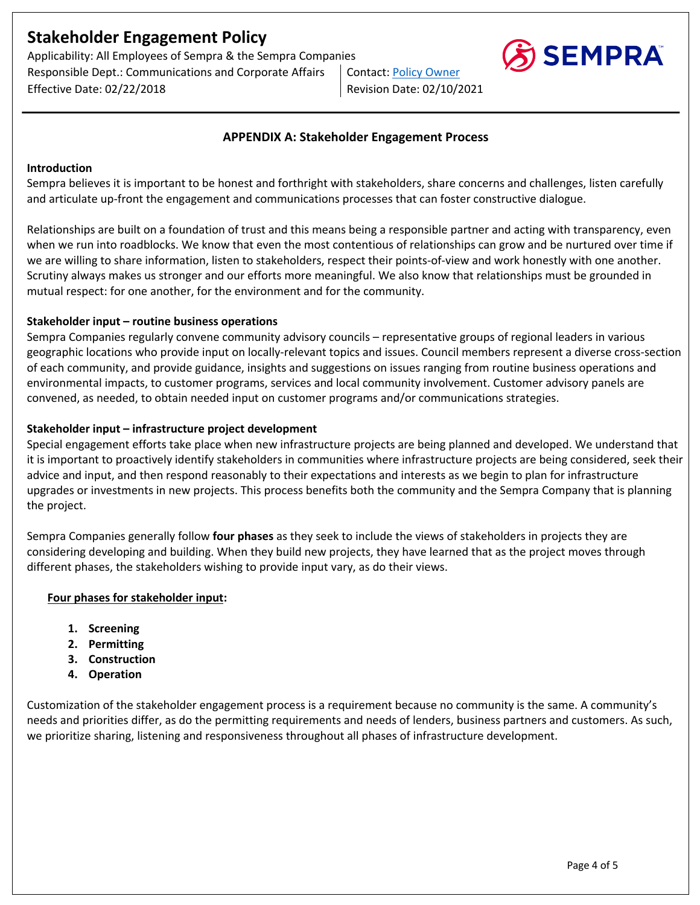# Stakeholder Engagement Policy

Applicability: All Employees of Sempra & the Sempra Companies
Responsible Dept.: Communications and Corporate Affairs | Contact: Policy Owner
Effective Date: 02/22/2018 | Revision Date: 02/10/2021

## APPENDIX A: Stakeholder Engagement Process

**Introduction**

Sempra believes it is important to be honest and forthright with stakeholders, share concerns and challenges, listen carefully and articulate up-front the engagement and communications processes that can foster constructive dialogue.

Relationships are built on a foundation of trust and this means being a responsible partner and acting with transparency, even when we run into roadblocks. We know that even the most contentious of relationships can grow and be nurtured over time if we are willing to share information, listen to stakeholders, respect their points-of-view and work honestly with one another. Scrutiny always makes us stronger and our efforts more meaningful. We also know that relationships must be grounded in mutual respect: for one another, for the environment and for the community.

**Stakeholder input – routine business operations**

Sempra Companies regularly convene community advisory councils – representative groups of regional leaders in various geographic locations who provide input on locally-relevant topics and issues. Council members represent a diverse cross-section of each community, and provide guidance, insights and suggestions on issues ranging from routine business operations and environmental impacts, to customer programs, services and local community involvement. Customer advisory panels are convened, as needed, to obtain needed input on customer programs and/or communications strategies.

**Stakeholder input – infrastructure project development**

Special engagement efforts take place when new infrastructure projects are being planned and developed. We understand that it is important to proactively identify stakeholders in communities where infrastructure projects are being considered, seek their advice and input, and then respond reasonably to their expectations and interests as we begin to plan for infrastructure upgrades or investments in new projects. This process benefits both the community and the Sempra Company that is planning the project.

Sempra Companies generally follow **four phases** as they seek to include the views of stakeholders in projects they are considering developing and building. When they build new projects, they have learned that as the project moves through different phases, the stakeholders wishing to provide input vary, as do their views.

**Four phases for stakeholder input:**

1. **Screening**
2. **Permitting**
3. **Construction**
4. **Operation**

Customization of the stakeholder engagement process is a requirement because no community is the same. A community's needs and priorities differ, as do the permitting requirements and needs of lenders, business partners and customers. As such, we prioritize sharing, listening and responsiveness throughout all phases of infrastructure development.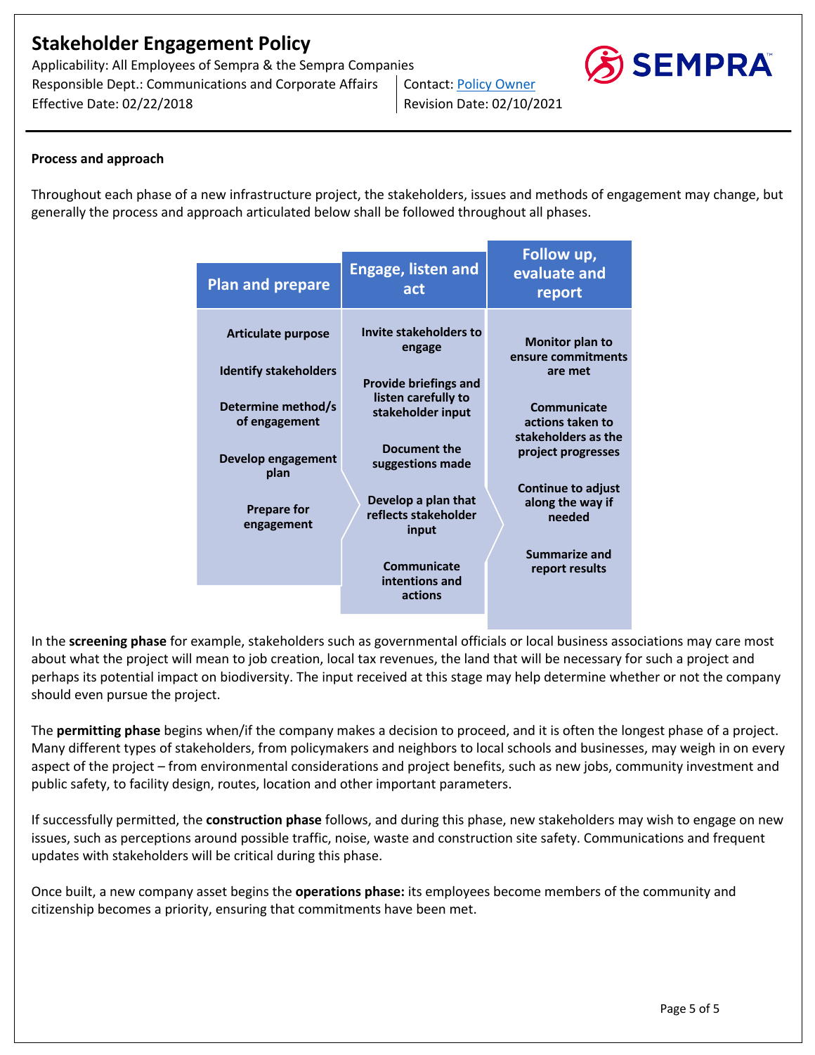**Process and approach**

Throughout each phase of a new infrastructure project, the stakeholders, issues and methods of engagement may change, but generally the process and approach articulated below shall be followed throughout all phases.

| Plan and prepare | Engage, listen and act | Follow up, evaluate and report |
|---|---|---|
| Articulate purpose | Invite stakeholders to engage | Monitor plan to ensure commitments are met |
| Identify stakeholders | Provide briefings and listen carefully to stakeholder input | Communicate actions taken to stakeholders as the project progresses |
| Determine method/s of engagement | Document the suggestions made | Continue to adjust along the way if needed |
| Develop engagement plan | Develop a plan that reflects stakeholder input | Summarize and report results |
| Prepare for engagement | Communicate intentions and actions | |

In the **screening phase** for example, stakeholders such as governmental officials or local business associations may care most about what the project will mean to job creation, local tax revenues, the land that will be necessary for such a project and perhaps its potential impact on biodiversity. The input received at this stage may help determine whether or not the company should even pursue the project.

The **permitting phase** begins when/if the company makes a decision to proceed, and it is often the longest phase of a project. Many different types of stakeholders, from policymakers and neighbors to local schools and businesses, may weigh in on every aspect of the project – from environmental considerations and project benefits, such as new jobs, community investment and public safety, to facility design, routes, location and other important parameters.

If successfully permitted, the **construction phase** follows, and during this phase, new stakeholders may wish to engage on new issues, such as perceptions around possible traffic, noise, waste and construction site safety. Communications and frequent updates with stakeholders will be critical during this phase.

Once built, a new company asset begins the **operations phase:** its employees become members of the community and citizenship becomes a priority, ensuring that commitments have been met.